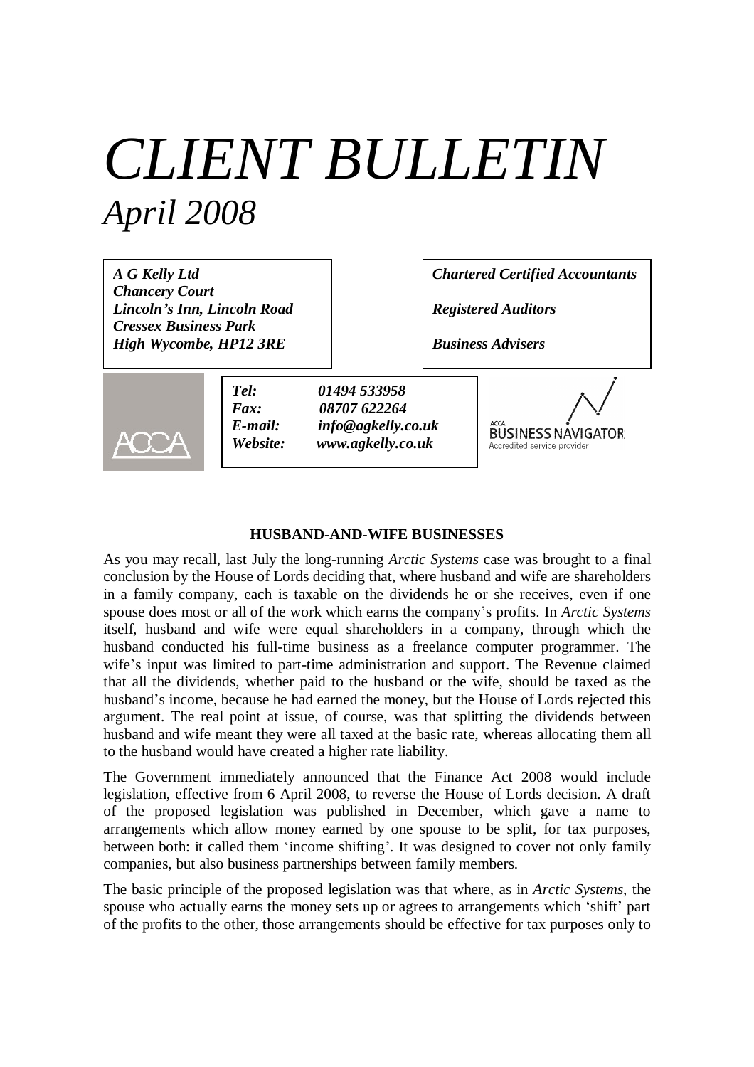# *CLIENT BULLETIN*

## *April 2008*

***A G Kelly Ltd***
***Chancery Court***
***Lincoln's Inn, Lincoln Road***
***Cressex Business Park***
***High Wycombe, HP12 3RE***

***Chartered Certified Accountants***

***Registered Auditors***

***Business Advisers***

***Tel:*** ***01494 533958***
***Fax:*** ***08707 622264***
***E-mail:*** ***info@agkelly.co.uk***
***Website:*** ***www.agkelly.co.uk***

### HUSBAND-AND-WIFE BUSINESSES

As you may recall, last July the long-running *Arctic Systems* case was brought to a final conclusion by the House of Lords deciding that, where husband and wife are shareholders in a family company, each is taxable on the dividends he or she receives, even if one spouse does most or all of the work which earns the company's profits. In *Arctic Systems* itself, husband and wife were equal shareholders in a company, through which the husband conducted his full-time business as a freelance computer programmer. The wife's input was limited to part-time administration and support. The Revenue claimed that all the dividends, whether paid to the husband or the wife, should be taxed as the husband's income, because he had earned the money, but the House of Lords rejected this argument. The real point at issue, of course, was that splitting the dividends between husband and wife meant they were all taxed at the basic rate, whereas allocating them all to the husband would have created a higher rate liability.

The Government immediately announced that the Finance Act 2008 would include legislation, effective from 6 April 2008, to reverse the House of Lords decision. A draft of the proposed legislation was published in December, which gave a name to arrangements which allow money earned by one spouse to be split, for tax purposes, between both: it called them 'income shifting'. It was designed to cover not only family companies, but also business partnerships between family members.

The basic principle of the proposed legislation was that where, as in *Arctic Systems*, the spouse who actually earns the money sets up or agrees to arrangements which 'shift' part of the profits to the other, those arrangements should be effective for tax purposes only to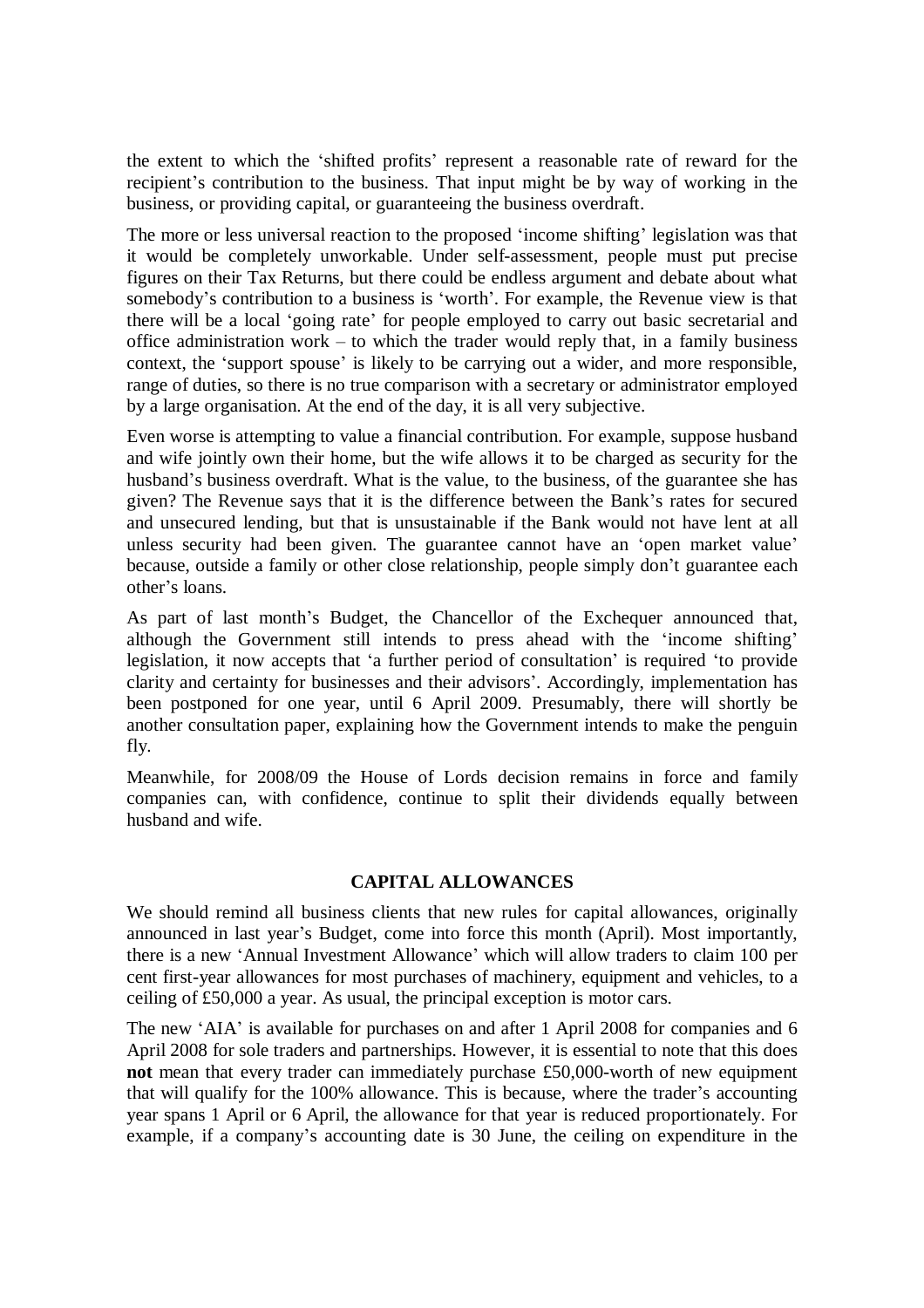the extent to which the 'shifted profits' represent a reasonable rate of reward for the recipient's contribution to the business. That input might be by way of working in the business, or providing capital, or guaranteeing the business overdraft.

The more or less universal reaction to the proposed 'income shifting' legislation was that it would be completely unworkable. Under self-assessment, people must put precise figures on their Tax Returns, but there could be endless argument and debate about what somebody's contribution to a business is 'worth'. For example, the Revenue view is that there will be a local 'going rate' for people employed to carry out basic secretarial and office administration work – to which the trader would reply that, in a family business context, the 'support spouse' is likely to be carrying out a wider, and more responsible, range of duties, so there is no true comparison with a secretary or administrator employed by a large organisation. At the end of the day, it is all very subjective.

Even worse is attempting to value a financial contribution. For example, suppose husband and wife jointly own their home, but the wife allows it to be charged as security for the husband's business overdraft. What is the value, to the business, of the guarantee she has given? The Revenue says that it is the difference between the Bank's rates for secured and unsecured lending, but that is unsustainable if the Bank would not have lent at all unless security had been given. The guarantee cannot have an 'open market value' because, outside a family or other close relationship, people simply don't guarantee each other's loans.

As part of last month's Budget, the Chancellor of the Exchequer announced that, although the Government still intends to press ahead with the 'income shifting' legislation, it now accepts that 'a further period of consultation' is required 'to provide clarity and certainty for businesses and their advisors'. Accordingly, implementation has been postponed for one year, until 6 April 2009. Presumably, there will shortly be another consultation paper, explaining how the Government intends to make the penguin fly.

Meanwhile, for 2008/09 the House of Lords decision remains in force and family companies can, with confidence, continue to split their dividends equally between husband and wife.

## CAPITAL ALLOWANCES

We should remind all business clients that new rules for capital allowances, originally announced in last year's Budget, come into force this month (April). Most importantly, there is a new 'Annual Investment Allowance' which will allow traders to claim 100 per cent first-year allowances for most purchases of machinery, equipment and vehicles, to a ceiling of £50,000 a year. As usual, the principal exception is motor cars.

The new 'AIA' is available for purchases on and after 1 April 2008 for companies and 6 April 2008 for sole traders and partnerships. However, it is essential to note that this does **not** mean that every trader can immediately purchase £50,000-worth of new equipment that will qualify for the 100% allowance. This is because, where the trader's accounting year spans 1 April or 6 April, the allowance for that year is reduced proportionately. For example, if a company's accounting date is 30 June, the ceiling on expenditure in the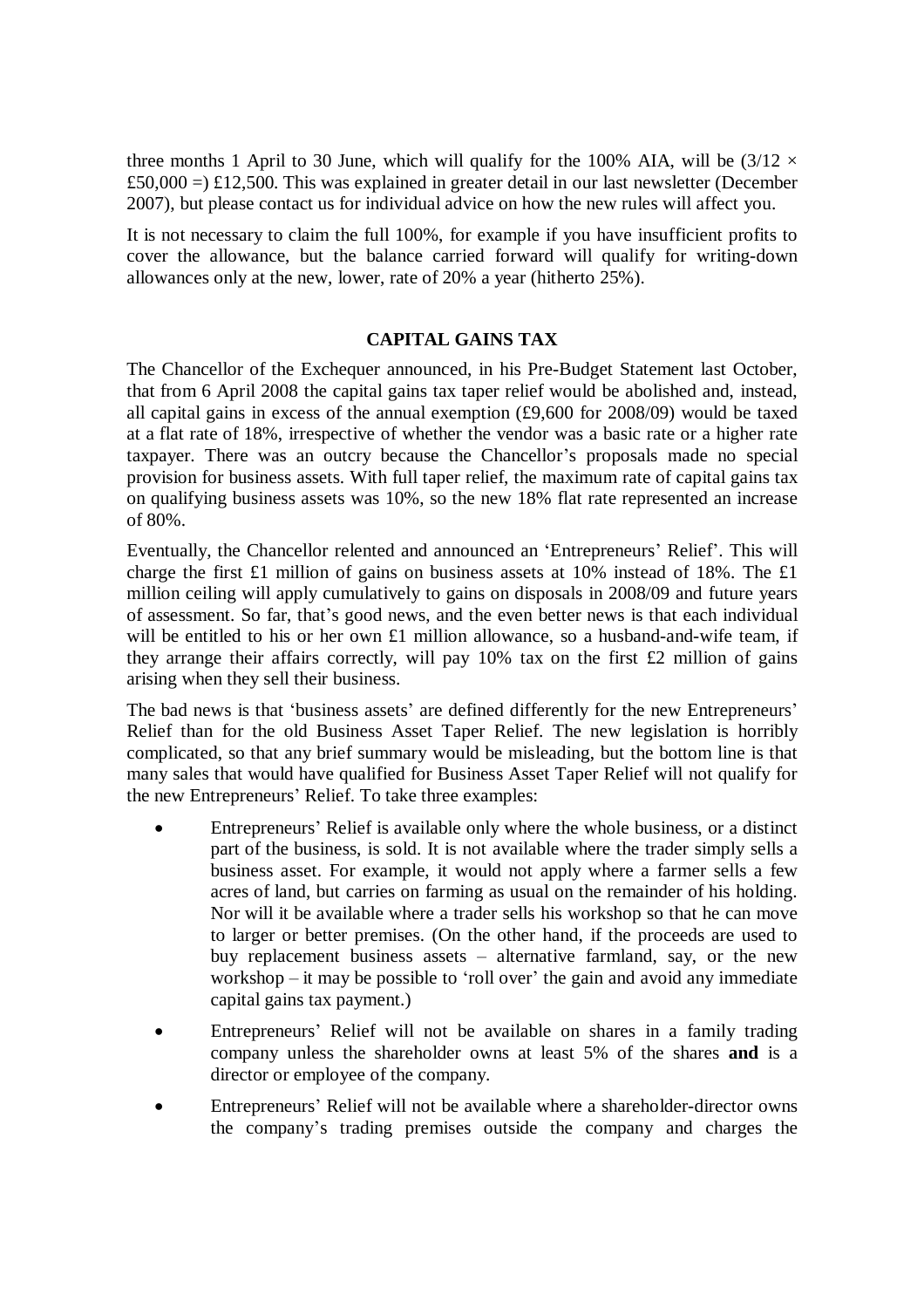three months 1 April to 30 June, which will qualify for the 100% AIA, will be (3/12 × £50,000 =) £12,500. This was explained in greater detail in our last newsletter (December 2007), but please contact us for individual advice on how the new rules will affect you.

It is not necessary to claim the full 100%, for example if you have insufficient profits to cover the allowance, but the balance carried forward will qualify for writing-down allowances only at the new, lower, rate of 20% a year (hitherto 25%).

## CAPITAL GAINS TAX

The Chancellor of the Exchequer announced, in his Pre-Budget Statement last October, that from 6 April 2008 the capital gains tax taper relief would be abolished and, instead, all capital gains in excess of the annual exemption (£9,600 for 2008/09) would be taxed at a flat rate of 18%, irrespective of whether the vendor was a basic rate or a higher rate taxpayer. There was an outcry because the Chancellor's proposals made no special provision for business assets. With full taper relief, the maximum rate of capital gains tax on qualifying business assets was 10%, so the new 18% flat rate represented an increase of 80%.

Eventually, the Chancellor relented and announced an 'Entrepreneurs' Relief'. This will charge the first £1 million of gains on business assets at 10% instead of 18%. The £1 million ceiling will apply cumulatively to gains on disposals in 2008/09 and future years of assessment. So far, that's good news, and the even better news is that each individual will be entitled to his or her own £1 million allowance, so a husband-and-wife team, if they arrange their affairs correctly, will pay 10% tax on the first £2 million of gains arising when they sell their business.

The bad news is that 'business assets' are defined differently for the new Entrepreneurs' Relief than for the old Business Asset Taper Relief. The new legislation is horribly complicated, so that any brief summary would be misleading, but the bottom line is that many sales that would have qualified for Business Asset Taper Relief will not qualify for the new Entrepreneurs' Relief. To take three examples:

- Entrepreneurs' Relief is available only where the whole business, or a distinct part of the business, is sold. It is not available where the trader simply sells a business asset. For example, it would not apply where a farmer sells a few acres of land, but carries on farming as usual on the remainder of his holding. Nor will it be available where a trader sells his workshop so that he can move to larger or better premises. (On the other hand, if the proceeds are used to buy replacement business assets – alternative farmland, say, or the new workshop – it may be possible to 'roll over' the gain and avoid any immediate capital gains tax payment.)
- Entrepreneurs' Relief will not be available on shares in a family trading company unless the shareholder owns at least 5% of the shares **and** is a director or employee of the company.
- Entrepreneurs' Relief will not be available where a shareholder-director owns the company's trading premises outside the company and charges the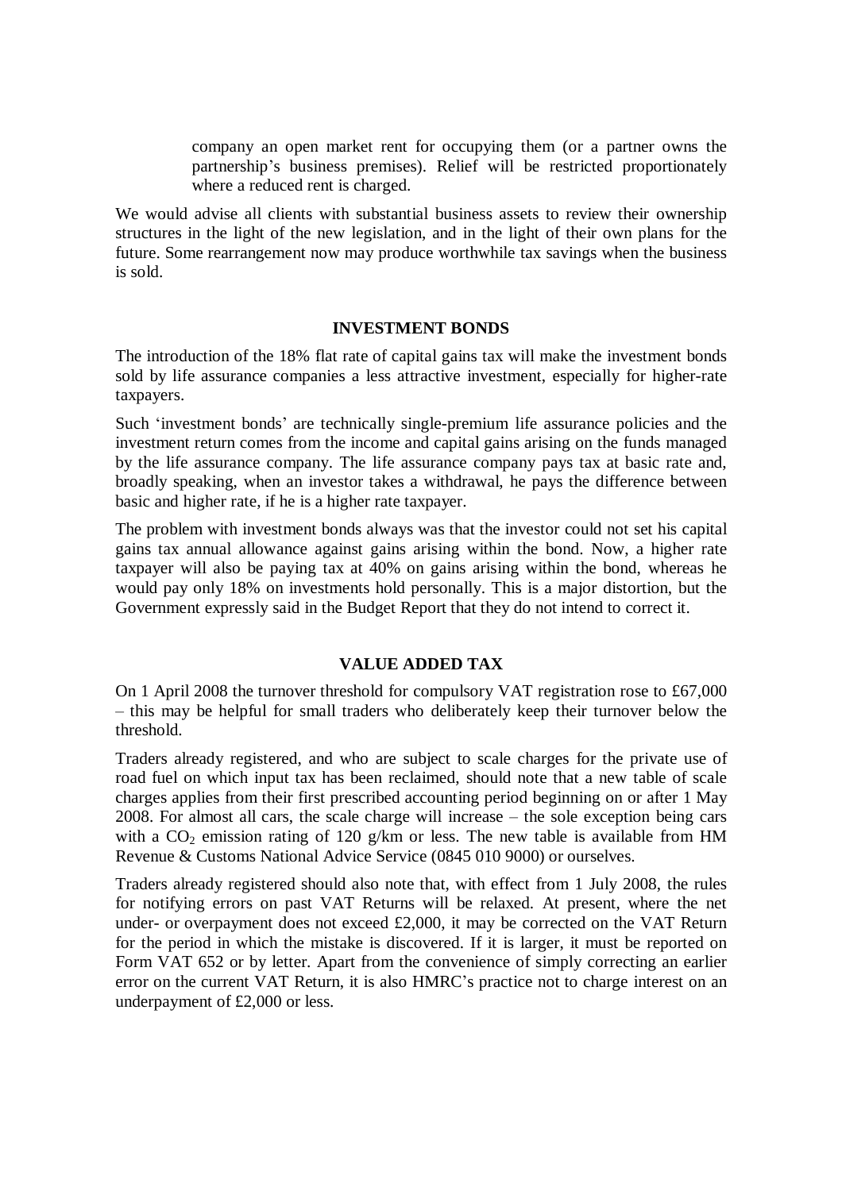company an open market rent for occupying them (or a partner owns the partnership's business premises). Relief will be restricted proportionately where a reduced rent is charged.

We would advise all clients with substantial business assets to review their ownership structures in the light of the new legislation, and in the light of their own plans for the future. Some rearrangement now may produce worthwhile tax savings when the business is sold.

## INVESTMENT BONDS

The introduction of the 18% flat rate of capital gains tax will make the investment bonds sold by life assurance companies a less attractive investment, especially for higher-rate taxpayers.

Such 'investment bonds' are technically single-premium life assurance policies and the investment return comes from the income and capital gains arising on the funds managed by the life assurance company. The life assurance company pays tax at basic rate and, broadly speaking, when an investor takes a withdrawal, he pays the difference between basic and higher rate, if he is a higher rate taxpayer.

The problem with investment bonds always was that the investor could not set his capital gains tax annual allowance against gains arising within the bond. Now, a higher rate taxpayer will also be paying tax at 40% on gains arising within the bond, whereas he would pay only 18% on investments hold personally. This is a major distortion, but the Government expressly said in the Budget Report that they do not intend to correct it.

## VALUE ADDED TAX

On 1 April 2008 the turnover threshold for compulsory VAT registration rose to £67,000 – this may be helpful for small traders who deliberately keep their turnover below the threshold.

Traders already registered, and who are subject to scale charges for the private use of road fuel on which input tax has been reclaimed, should note that a new table of scale charges applies from their first prescribed accounting period beginning on or after 1 May 2008. For almost all cars, the scale charge will increase – the sole exception being cars with a $CO_2$ emission rating of 120 g/km or less. The new table is available from HM Revenue & Customs National Advice Service (0845 010 9000) or ourselves.

Traders already registered should also note that, with effect from 1 July 2008, the rules for notifying errors on past VAT Returns will be relaxed. At present, where the net under- or overpayment does not exceed £2,000, it may be corrected on the VAT Return for the period in which the mistake is discovered. If it is larger, it must be reported on Form VAT 652 or by letter. Apart from the convenience of simply correcting an earlier error on the current VAT Return, it is also HMRC's practice not to charge interest on an underpayment of £2,000 or less.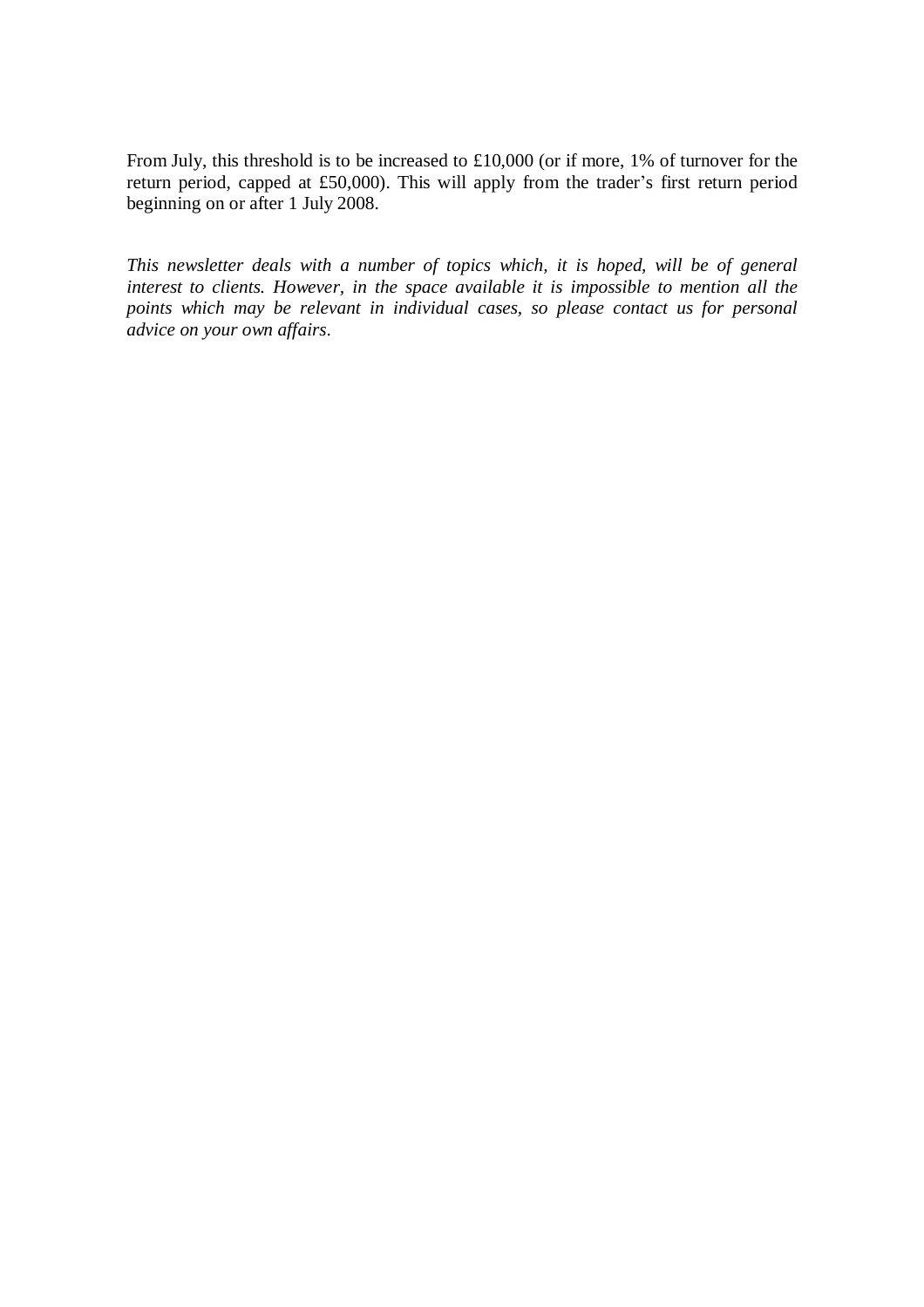From July, this threshold is to be increased to £10,000 (or if more, 1% of turnover for the return period, capped at £50,000). This will apply from the trader's first return period beginning on or after 1 July 2008.

*This newsletter deals with a number of topics which, it is hoped, will be of general interest to clients. However, in the space available it is impossible to mention all the points which may be relevant in individual cases, so please contact us for personal advice on your own affairs.*